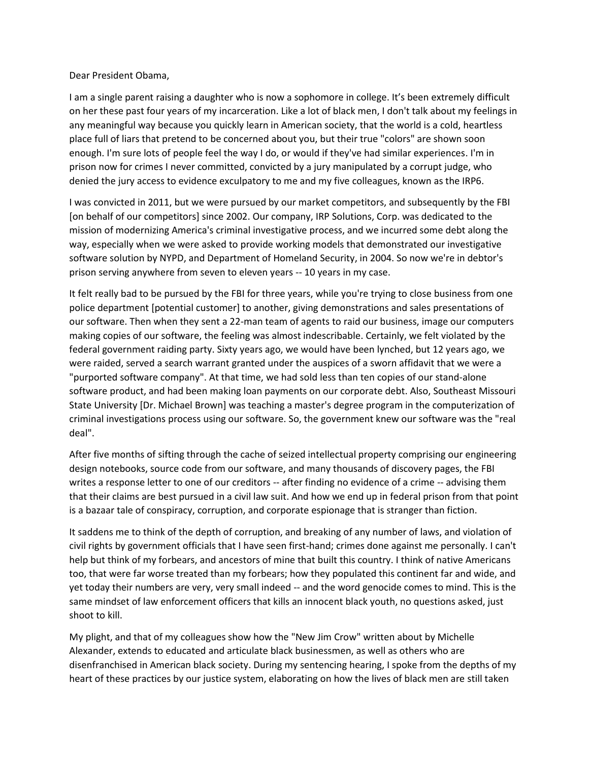Dear President Obama,

I am a single parent raising a daughter who is now a sophomore in college. It's been extremely difficult on her these past four years of my incarceration. Like a lot of black men, I don't talk about my feelings in any meaningful way because you quickly learn in American society, that the world is a cold, heartless place full of liars that pretend to be concerned about you, but their true "colors" are shown soon enough. I'm sure lots of people feel the way I do, or would if they've had similar experiences. I'm in prison now for crimes I never committed, convicted by a jury manipulated by a corrupt judge, who denied the jury access to evidence exculpatory to me and my five colleagues, known as the IRP6.

I was convicted in 2011, but we were pursued by our market competitors, and subsequently by the FBI [on behalf of our competitors] since 2002. Our company, IRP Solutions, Corp. was dedicated to the mission of modernizing America's criminal investigative process, and we incurred some debt along the way, especially when we were asked to provide working models that demonstrated our investigative software solution by NYPD, and Department of Homeland Security, in 2004. So now we're in debtor's prison serving anywhere from seven to eleven years -- 10 years in my case.

It felt really bad to be pursued by the FBI for three years, while you're trying to close business from one police department [potential customer] to another, giving demonstrations and sales presentations of our software. Then when they sent a 22-man team of agents to raid our business, image our computers making copies of our software, the feeling was almost indescribable. Certainly, we felt violated by the federal government raiding party. Sixty years ago, we would have been lynched, but 12 years ago, we were raided, served a search warrant granted under the auspices of a sworn affidavit that we were a "purported software company". At that time, we had sold less than ten copies of our stand-alone software product, and had been making loan payments on our corporate debt. Also, Southeast Missouri State University [Dr. Michael Brown] was teaching a master's degree program in the computerization of criminal investigations process using our software. So, the government knew our software was the "real deal".

After five months of sifting through the cache of seized intellectual property comprising our engineering design notebooks, source code from our software, and many thousands of discovery pages, the FBI writes a response letter to one of our creditors -- after finding no evidence of a crime -- advising them that their claims are best pursued in a civil law suit. And how we end up in federal prison from that point is a bazaar tale of conspiracy, corruption, and corporate espionage that is stranger than fiction.

It saddens me to think of the depth of corruption, and breaking of any number of laws, and violation of civil rights by government officials that I have seen first-hand; crimes done against me personally. I can't help but think of my forbears, and ancestors of mine that built this country. I think of native Americans too, that were far worse treated than my forbears; how they populated this continent far and wide, and yet today their numbers are very, very small indeed -- and the word genocide comes to mind. This is the same mindset of law enforcement officers that kills an innocent black youth, no questions asked, just shoot to kill.

My plight, and that of my colleagues show how the "New Jim Crow" written about by Michelle Alexander, extends to educated and articulate black businessmen, as well as others who are disenfranchised in American black society. During my sentencing hearing, I spoke from the depths of my heart of these practices by our justice system, elaborating on how the lives of black men are still taken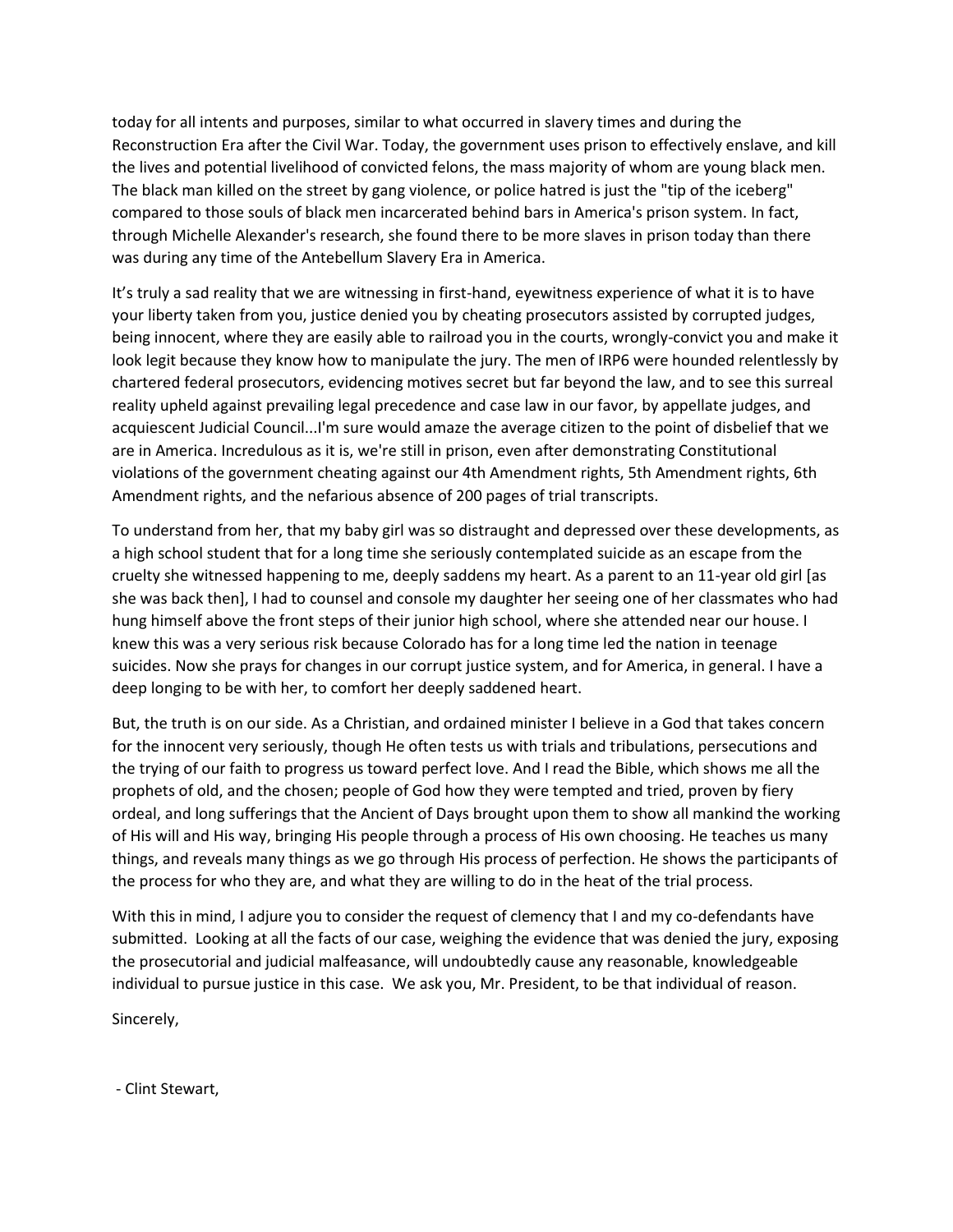today for all intents and purposes, similar to what occurred in slavery times and during the Reconstruction Era after the Civil War. Today, the government uses prison to effectively enslave, and kill the lives and potential livelihood of convicted felons, the mass majority of whom are young black men. The black man killed on the street by gang violence, or police hatred is just the "tip of the iceberg" compared to those souls of black men incarcerated behind bars in America's prison system. In fact, through Michelle Alexander's research, she found there to be more slaves in prison today than there was during any time of the Antebellum Slavery Era in America.

It's truly a sad reality that we are witnessing in first-hand, eyewitness experience of what it is to have your liberty taken from you, justice denied you by cheating prosecutors assisted by corrupted judges, being innocent, where they are easily able to railroad you in the courts, wrongly-convict you and make it look legit because they know how to manipulate the jury. The men of IRP6 were hounded relentlessly by chartered federal prosecutors, evidencing motives secret but far beyond the law, and to see this surreal reality upheld against prevailing legal precedence and case law in our favor, by appellate judges, and acquiescent Judicial Council...I'm sure would amaze the average citizen to the point of disbelief that we are in America. Incredulous as it is, we're still in prison, even after demonstrating Constitutional violations of the government cheating against our 4th Amendment rights, 5th Amendment rights, 6th Amendment rights, and the nefarious absence of 200 pages of trial transcripts.

To understand from her, that my baby girl was so distraught and depressed over these developments, as a high school student that for a long time she seriously contemplated suicide as an escape from the cruelty she witnessed happening to me, deeply saddens my heart. As a parent to an 11-year old girl [as she was back then], I had to counsel and console my daughter her seeing one of her classmates who had hung himself above the front steps of their junior high school, where she attended near our house. I knew this was a very serious risk because Colorado has for a long time led the nation in teenage suicides. Now she prays for changes in our corrupt justice system, and for America, in general. I have a deep longing to be with her, to comfort her deeply saddened heart.

But, the truth is on our side. As a Christian, and ordained minister I believe in a God that takes concern for the innocent very seriously, though He often tests us with trials and tribulations, persecutions and the trying of our faith to progress us toward perfect love. And I read the Bible, which shows me all the prophets of old, and the chosen; people of God how they were tempted and tried, proven by fiery ordeal, and long sufferings that the Ancient of Days brought upon them to show all mankind the working of His will and His way, bringing His people through a process of His own choosing. He teaches us many things, and reveals many things as we go through His process of perfection. He shows the participants of the process for who they are, and what they are willing to do in the heat of the trial process.

With this in mind, I adjure you to consider the request of clemency that I and my co-defendants have submitted. Looking at all the facts of our case, weighing the evidence that was denied the jury, exposing the prosecutorial and judicial malfeasance, will undoubtedly cause any reasonable, knowledgeable individual to pursue justice in this case. We ask you, Mr. President, to be that individual of reason.

Sincerely,

- Clint Stewart,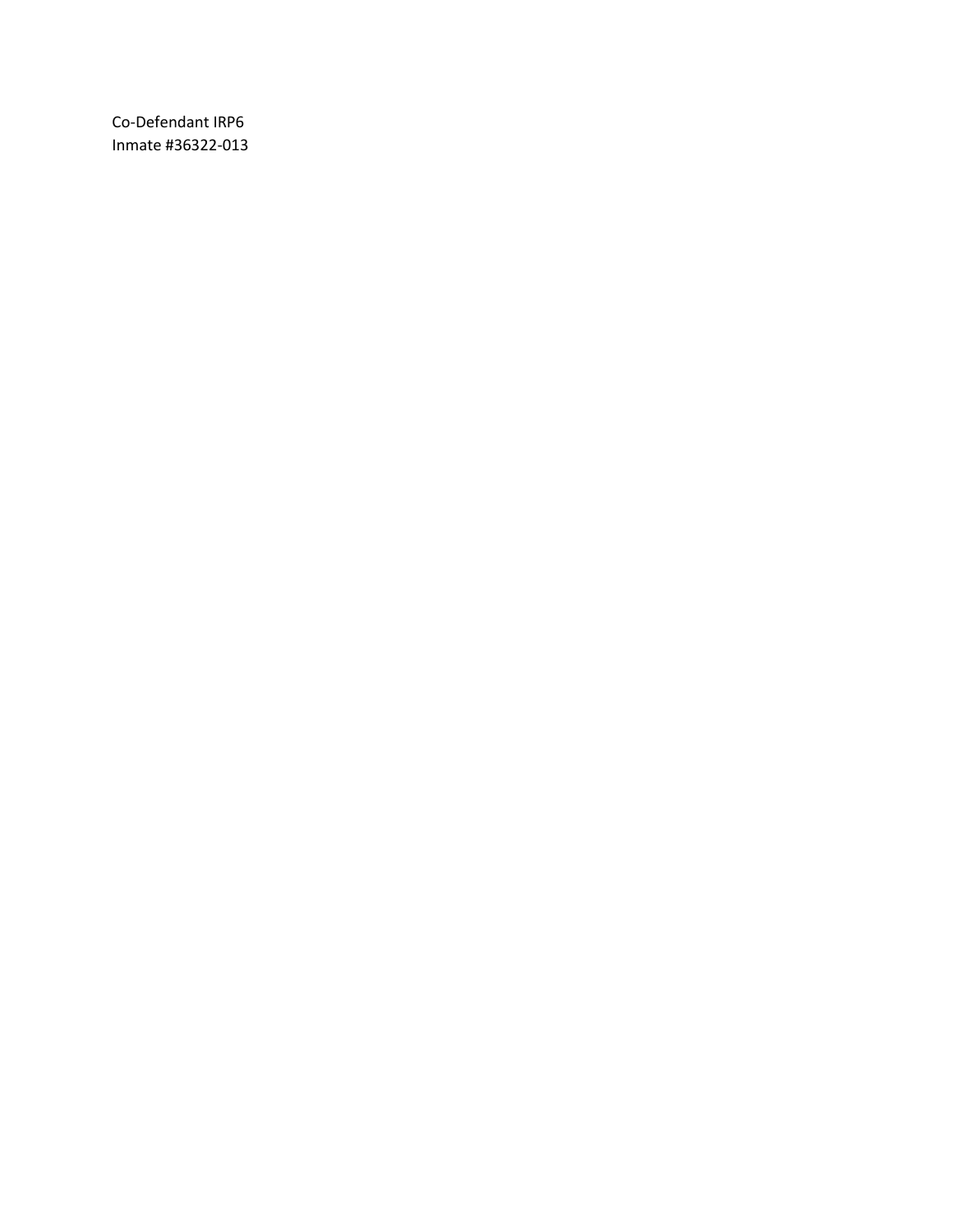Co-Defendant IRP6
Inmate #36322-013